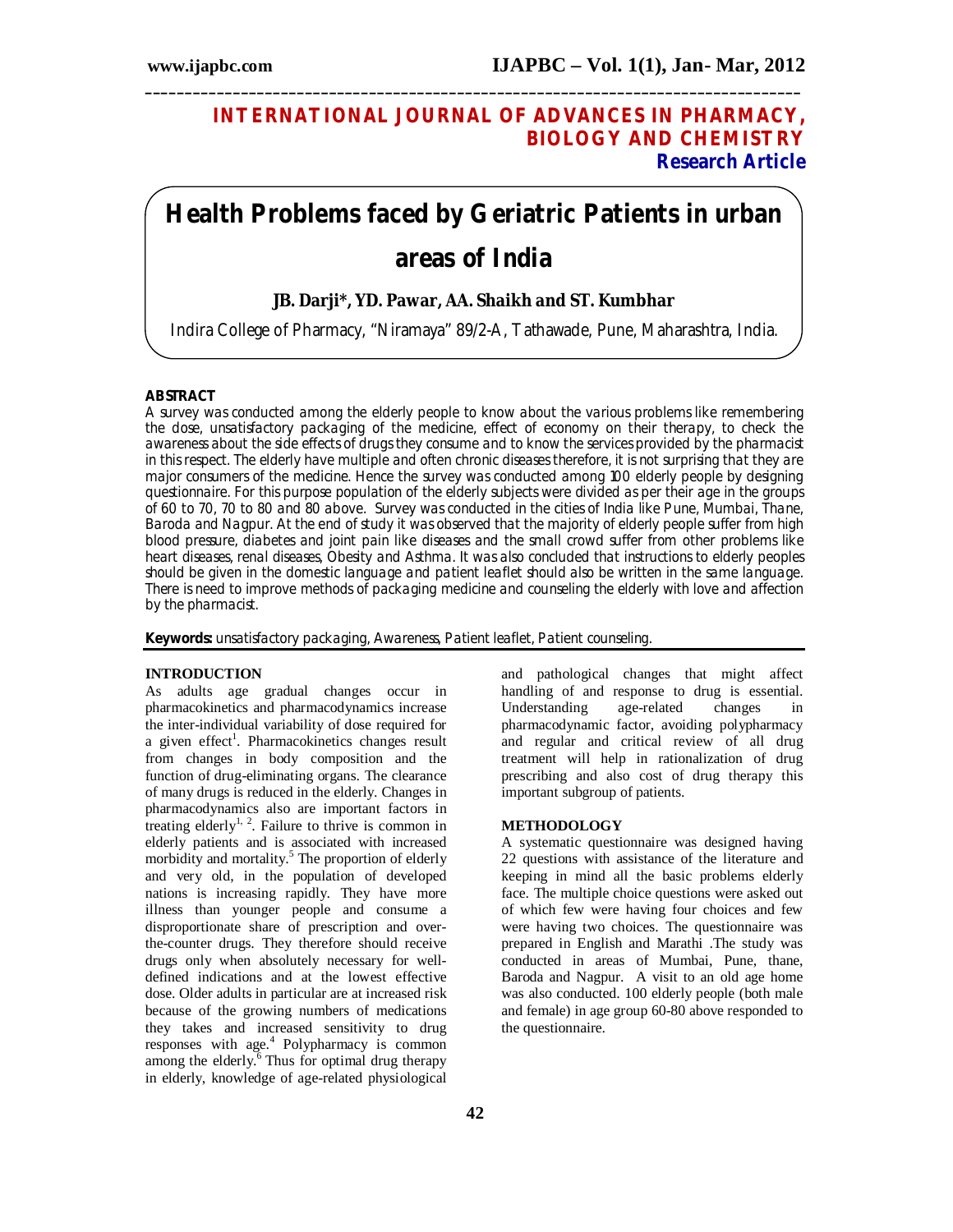# INTERNATIONAL JOURNAL OF ADVANCES IN PHARMACY, BIOLOGY AND CHEMISTRY

**Research Article**

# Health Problems faced by Geriatric Patients in urban areas of India

**JB. Darji\*, YD. Pawar, AA. Shaikh and ST. Kumbhar**

Indira College of Pharmacy, "Niramaya" 89/2-A, Tathawade, Pune, Maharashtra, India.

## ABSTRACT

A survey was conducted among the elderly people to know about the various problems like remembering the dose, unsatisfactory packaging of the medicine, effect of economy on their therapy, to check the awareness about the side effects of drugs they consume and to know the services provided by the pharmacist in this respect. The elderly have multiple and often chronic diseases therefore, it is not surprising that they are major consumers of the medicine. Hence the survey was conducted among 100 elderly people by designing questionnaire. For this purpose population of the elderly subjects were divided as per their age in the groups of 60 to 70, 70 to 80 and 80 above. Survey was conducted in the cities of India like Pune, Mumbai, Thane, Baroda and Nagpur. At the end of study it was observed that the majority of elderly people suffer from high blood pressure, diabetes and joint pain like diseases and the small crowd suffer from other problems like heart diseases, renal diseases, Obesity and Asthma. It was also concluded that instructions to elderly peoples should be given in the domestic language and patient leaflet should also be written in the same language. There is need to improve methods of packaging medicine and counseling the elderly with love and affection by the pharmacist.

**Keywords:** unsatisfactory packaging, Awareness, Patient leaflet, Patient counseling.

## INTRODUCTION

As adults age gradual changes occur in pharmacokinetics and pharmacodynamics increase the inter-individual variability of dose required for a given effect[1]. Pharmacokinetics changes result from changes in body composition and the function of drug-eliminating organs. The clearance of many drugs is reduced in the elderly. Changes in pharmacodynamics also are important factors in treating elderly[1, 2]. Failure to thrive is common in elderly patients and is associated with increased morbidity and mortality.[5] The proportion of elderly and very old, in the population of developed nations is increasing rapidly. They have more illness than younger people and consume a disproportionate share of prescription and over-the-counter drugs. They therefore should receive drugs only when absolutely necessary for well-defined indications and at the lowest effective dose. Older adults in particular are at increased risk because of the growing numbers of medications they takes and increased sensitivity to drug responses with age.[4] Polypharmacy is common among the elderly.[6] Thus for optimal drug therapy in elderly, knowledge of age-related physiological and pathological changes that might affect handling of and response to drug is essential. Understanding age-related changes in pharmacodynamic factor, avoiding polypharmacy and regular and critical review of all drug treatment will help in rationalization of drug prescribing and also cost of drug therapy this important subgroup of patients.

## METHODOLOGY

A systematic questionnaire was designed having 22 questions with assistance of the literature and keeping in mind all the basic problems elderly face. The multiple choice questions were asked out of which few were having four choices and few were having two choices. The questionnaire was prepared in English and Marathi .The study was conducted in areas of Mumbai, Pune, thane, Baroda and Nagpur. A visit to an old age home was also conducted. 100 elderly people (both male and female) in age group 60-80 above responded to the questionnaire.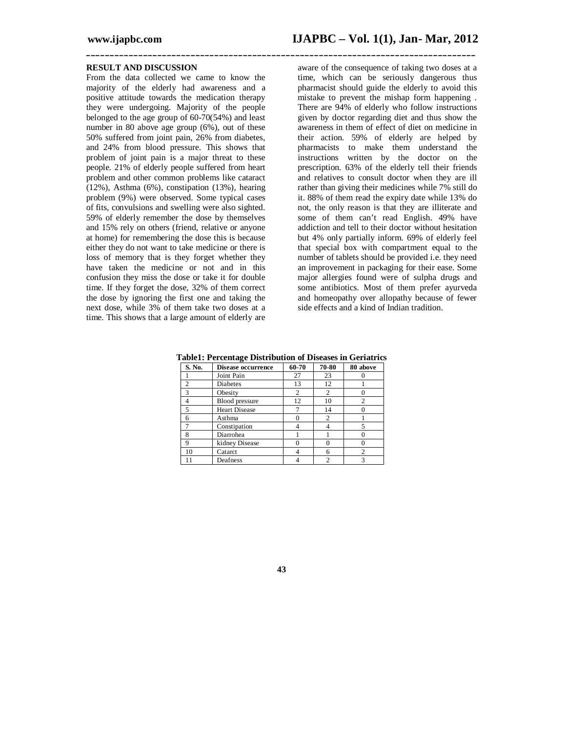## RESULT AND DISCUSSION

From the data collected we came to know the majority of the elderly had awareness and a positive attitude towards the medication therapy they were undergoing. Majority of the people belonged to the age group of 60-70(54%) and least number in 80 above age group (6%), out of these 50% suffered from joint pain, 26% from diabetes, and 24% from blood pressure. This shows that problem of joint pain is a major threat to these people. 21% of elderly people suffered from heart problem and other common problems like cataract (12%), Asthma (6%), constipation (13%), hearing problem (9%) were observed. Some typical cases of fits, convulsions and swelling were also sighted. 59% of elderly remember the dose by themselves and 15% rely on others (friend, relative or anyone at home) for remembering the dose this is because either they do not want to take medicine or there is loss of memory that is they forget whether they have taken the medicine or not and in this confusion they miss the dose or take it for double time. If they forget the dose, 32% of them correct the dose by ignoring the first one and taking the next dose, while 3% of them take two doses at a time. This shows that a large amount of elderly are aware of the consequence of taking two doses at a time, which can be seriously dangerous thus pharmacist should guide the elderly to avoid this mistake to prevent the mishap form happening . There are 94% of elderly who follow instructions given by doctor regarding diet and thus show the awareness in them of effect of diet on medicine in their action. 59% of elderly are helped by pharmacists to make them understand the instructions written by the doctor on the prescription. 63% of the elderly tell their friends and relatives to consult doctor when they are ill rather than giving their medicines while 7% still do it. 88% of them read the expiry date while 13% do not, the only reason is that they are illiterate and some of them can't read English. 49% have addiction and tell to their doctor without hesitation but 4% only partially inform. 69% of elderly feel that special box with compartment equal to the number of tablets should be provided i.e. they need an improvement in packaging for their ease. Some major allergies found were of sulpha drugs and some antibiotics. Most of them prefer ayurveda and homeopathy over allopathy because of fewer side effects and a kind of Indian tradition.

**Table1: Percentage Distribution of Diseases in Geriatrics**

| S. No. | Disease occurrence | 60-70 | 70-80 | 80 above |
|---|---|---|---|---|
| 1 | Joint Pain | 27 | 23 | 0 |
| 2 | Diabetes | 13 | 12 | 1 |
| 3 | Obesity | 2 | 2 | 0 |
| 4 | Blood pressure | 12 | 10 | 2 |
| 5 | Heart Disease | 7 | 14 | 0 |
| 6 | Asthma | 0 | 2 | 1 |
| 7 | Constipation | 4 | 4 | 5 |
| 8 | Diarrohea | 1 | 1 | 0 |
| 9 | kidney Disease | 0 | 0 | 0 |
| 10 | Catarct | 4 | 6 | 2 |
| 11 | Deafness | 4 | 2 | 3 |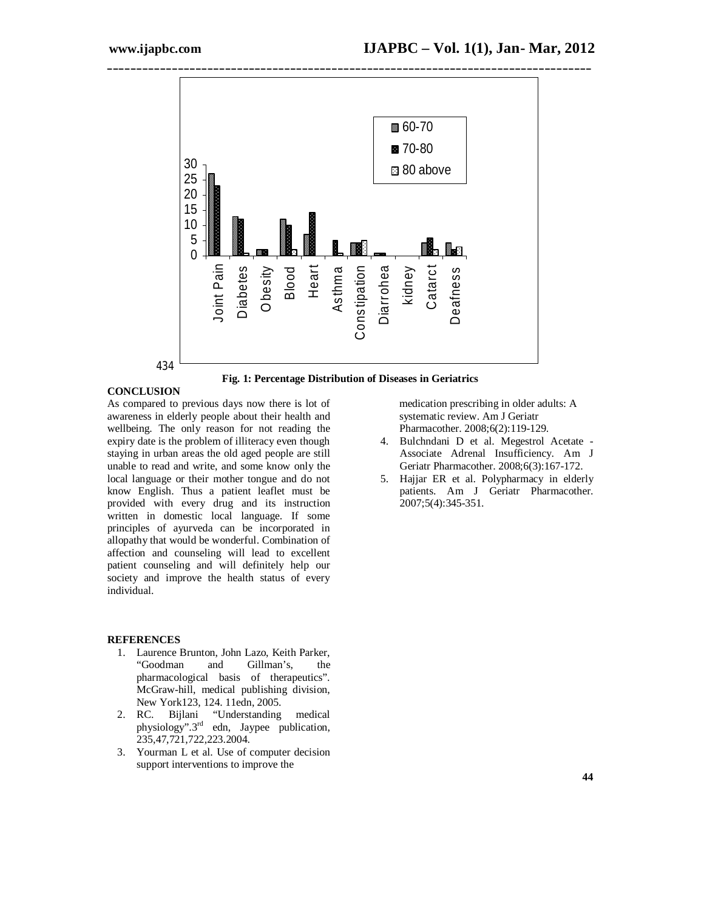30
25
20
15
10
5
0

Joint Pain
Diabetes
Obesity
Blood
Heart
Asthma
Constipation
Diarrohea
kidney
Catarct
Deafness

60-70
70-80
80 above

434

**Fig. 1: Percentage Distribution of Diseases in Geriatrics**

## CONCLUSION

As compared to previous days now there is lot of awareness in elderly people about their health and wellbeing. The only reason for not reading the expiry date is the problem of illiteracy even though staying in urban areas the old aged people are still unable to read and write, and some know only the local language or their mother tongue and do not know English. Thus a patient leaflet must be provided with every drug and its instruction written in domestic local language. If some principles of ayurveda can be incorporated in allopathy that would be wonderful. Combination of affection and counseling will lead to excellent patient counseling and will definitely help our society and improve the health status of every individual.

## REFERENCES

1. Laurence Brunton, John Lazo, Keith Parker, "Goodman and Gillman's, the pharmacological basis of therapeutics". McGraw-hill, medical publishing division, New York123, 124. 11edn, 2005.
2. RC. Bijlani "Understanding medical physiology".3rd edn, Jaypee publication, 235,47,721,722,223.2004.
3. Yourman L et al. Use of computer decision support interventions to improve the medication prescribing in older adults: A systematic review. Am J Geriatr Pharmacother. 2008;6(2):119-129.
4. Bulchndani D et al. Megestrol Acetate - Associate Adrenal Insufficiency. Am J Geriatr Pharmacother. 2008;6(3):167-172.
5. Hajjar ER et al. Polypharmacy in elderly patients. Am J Geriatr Pharmacother. 2007;5(4):345-351.